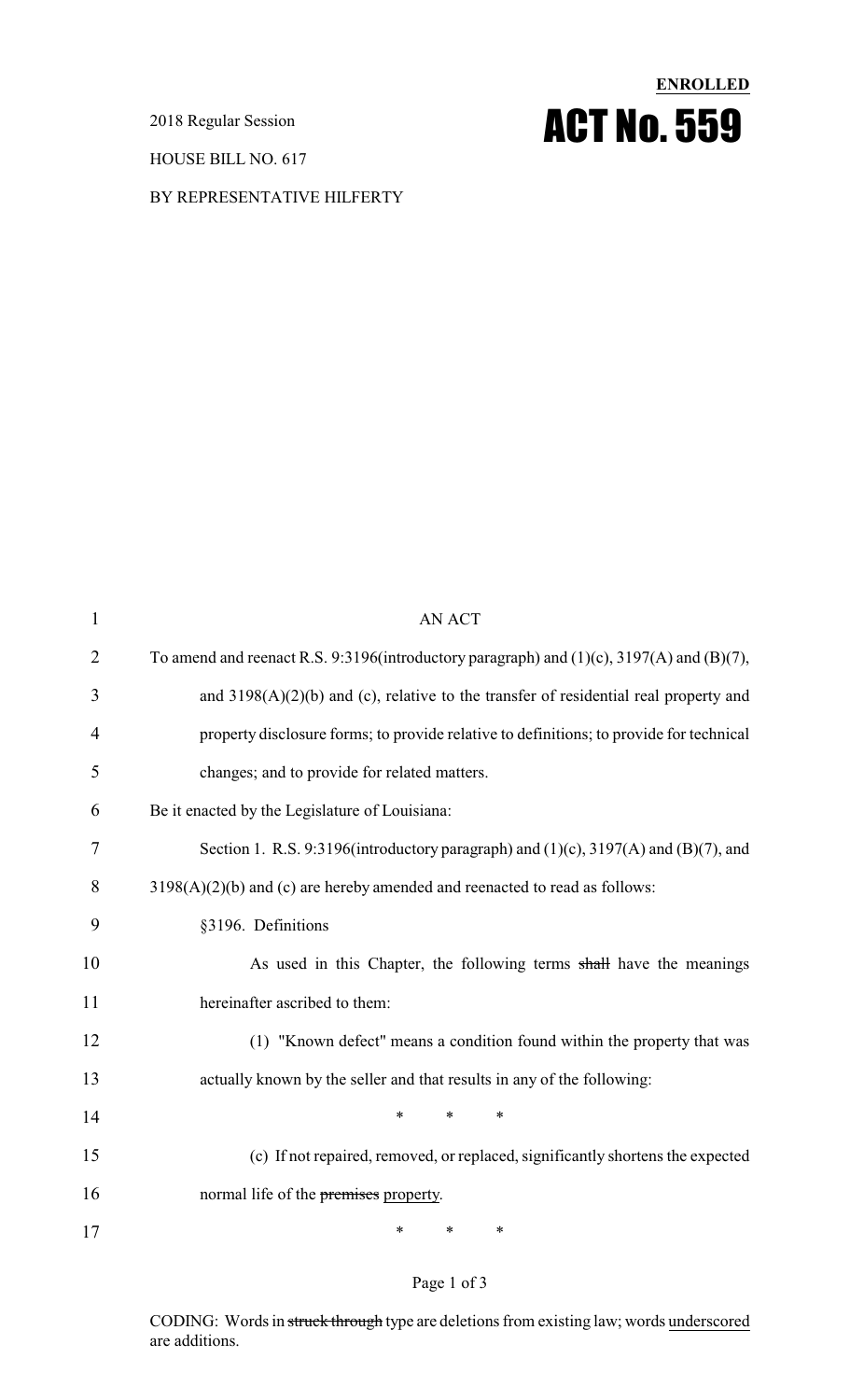**ENROLLED**

# ACT No. 559

2018 Regular Session

HOUSE BILL NO. 617

BY REPRESENTATIVE HILFERTY

AN ACT

To amend and reenact R.S. 9:3196(introductory paragraph) and (1)(c), 3197(A) and (B)(7), and 3198(A)(2)(b) and (c), relative to the transfer of residential real property and property disclosure forms; to provide relative to definitions; to provide for technical changes; and to provide for related matters.

Be it enacted by the Legislature of Louisiana:

Section 1. R.S. 9:3196(introductory paragraph) and (1)(c), 3197(A) and (B)(7), and 3198(A)(2)(b) and (c) are hereby amended and reenacted to read as follows:

§3196. Definitions

As used in this Chapter, the following terms ~~shall~~ have the meanings hereinafter ascribed to them:

(1) "Known defect" means a condition found within the property that was actually known by the seller and that results in any of the following:

\* \* \*

(c) If not repaired, removed, or replaced, significantly shortens the expected normal life of the ~~premises~~ <u>property</u>.

\* \* \*

CODING: Words in ~~struck through~~ type are deletions from existing law; words <u>underscored</u> are additions.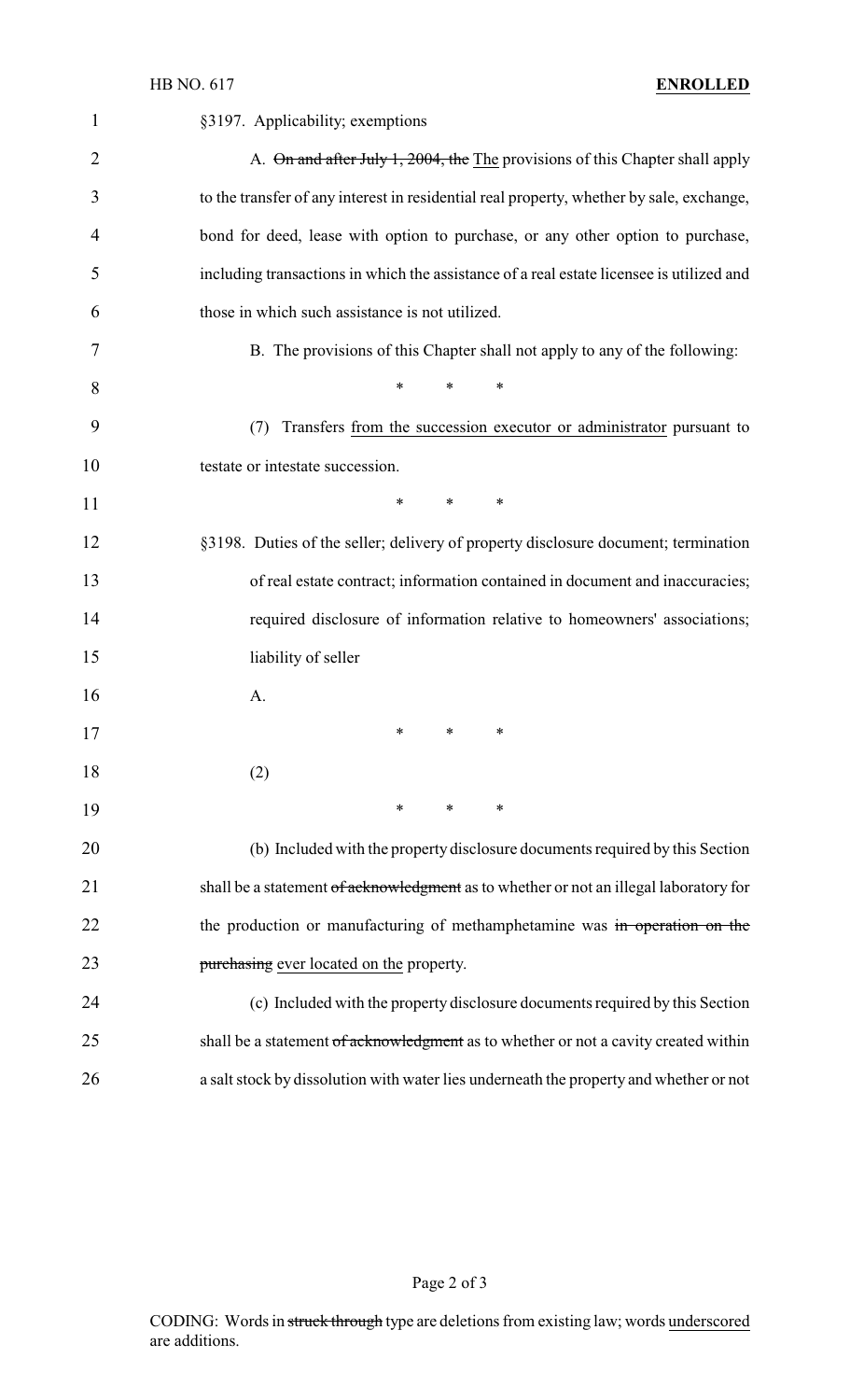§3197. Applicability; exemptions

A. ~~On and after July 1, 2004, the~~ The provisions of this Chapter shall apply to the transfer of any interest in residential real property, whether by sale, exchange, bond for deed, lease with option to purchase, or any other option to purchase, including transactions in which the assistance of a real estate licensee is utilized and those in which such assistance is not utilized.

B. The provisions of this Chapter shall not apply to any of the following:

\* \* \*

(7) Transfers from the succession executor or administrator pursuant to testate or intestate succession.

\* \* \*

§3198. Duties of the seller; delivery of property disclosure document; termination of real estate contract; information contained in document and inaccuracies; required disclosure of information relative to homeowners' associations; liability of seller

A.

\* \* \*

(2)

\* \* \*

(b) Included with the property disclosure documents required by this Section shall be a statement ~~of acknowledgment~~ as to whether or not an illegal laboratory for the production or manufacturing of methamphetamine was ~~in operation on the purchasing~~ ever located on the property.

(c) Included with the property disclosure documents required by this Section shall be a statement ~~of acknowledgment~~ as to whether or not a cavity created within a salt stock by dissolution with water lies underneath the property and whether or not

CODING: Words in ~~struck through~~ type are deletions from existing law; words underscored are additions.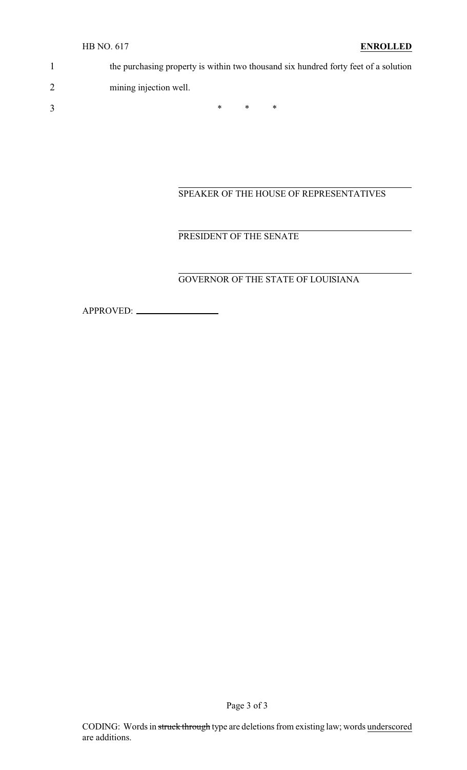the purchasing property is within two thousand six hundred forty feet of a solution mining injection well.

\* \* \*

SPEAKER OF THE HOUSE OF REPRESENTATIVES

PRESIDENT OF THE SENATE

GOVERNOR OF THE STATE OF LOUISIANA

APPROVED: \_\_\_\_\_\_\_\_\_\_\_\_\_\_\_\_\_\_

CODING: Words in ~~struck through~~ type are deletions from existing law; words underscored are additions.